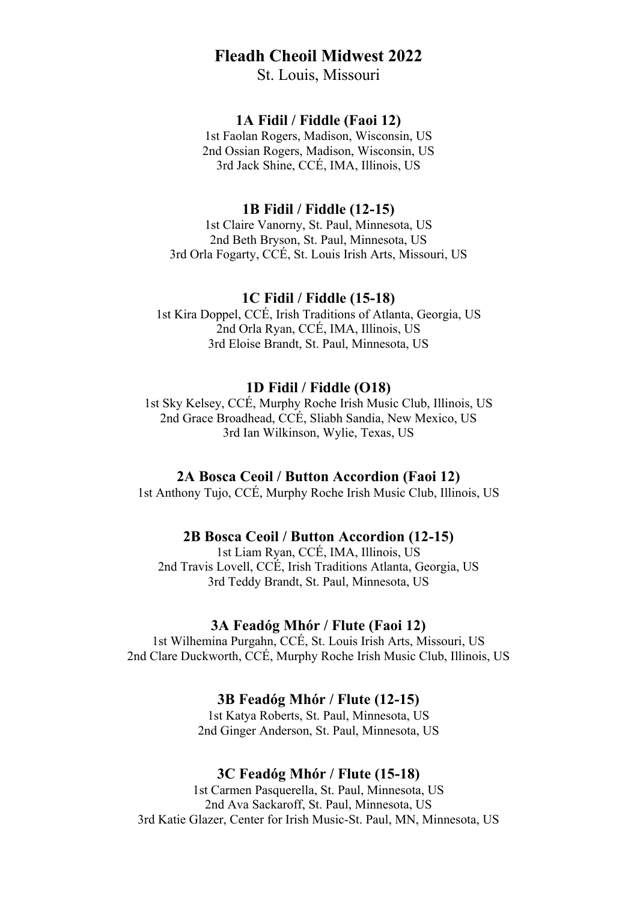# Fleadh Cheoil Midwest 2022

St. Louis, Missouri

### 1A Fidil / Fiddle (Faoi 12)

1st Faolan Rogers, Madison, Wisconsin, US
2nd Ossian Rogers, Madison, Wisconsin, US
3rd Jack Shine, CCÉ, IMA, Illinois, US

### 1B Fidil / Fiddle (12-15)

1st Claire Vanorny, St. Paul, Minnesota, US
2nd Beth Bryson, St. Paul, Minnesota, US
3rd Orla Fogarty, CCÉ, St. Louis Irish Arts, Missouri, US

### 1C Fidil / Fiddle (15-18)

1st Kira Doppel, CCÉ, Irish Traditions of Atlanta, Georgia, US
2nd Orla Ryan, CCÉ, IMA, Illinois, US
3rd Eloise Brandt, St. Paul, Minnesota, US

### 1D Fidil / Fiddle (O18)

1st Sky Kelsey, CCÉ, Murphy Roche Irish Music Club, Illinois, US
2nd Grace Broadhead, CCÉ, Sliabh Sandia, New Mexico, US
3rd Ian Wilkinson, Wylie, Texas, US

### 2A Bosca Ceoil / Button Accordion (Faoi 12)

1st Anthony Tujo, CCÉ, Murphy Roche Irish Music Club, Illinois, US

### 2B Bosca Ceoil / Button Accordion (12-15)

1st Liam Ryan, CCÉ, IMA, Illinois, US
2nd Travis Lovell, CCÉ, Irish Traditions Atlanta, Georgia, US
3rd Teddy Brandt, St. Paul, Minnesota, US

### 3A Feadóg Mhór / Flute (Faoi 12)

1st Wilhemina Purgahn, CCÉ, St. Louis Irish Arts, Missouri, US
2nd Clare Duckworth, CCÉ, Murphy Roche Irish Music Club, Illinois, US

### 3B Feadóg Mhór / Flute (12-15)

1st Katya Roberts, St. Paul, Minnesota, US
2nd Ginger Anderson, St. Paul, Minnesota, US

### 3C Feadóg Mhór / Flute (15-18)

1st Carmen Pasquerella, St. Paul, Minnesota, US
2nd Ava Sackaroff, St. Paul, Minnesota, US
3rd Katie Glazer, Center for Irish Music-St. Paul, MN, Minnesota, US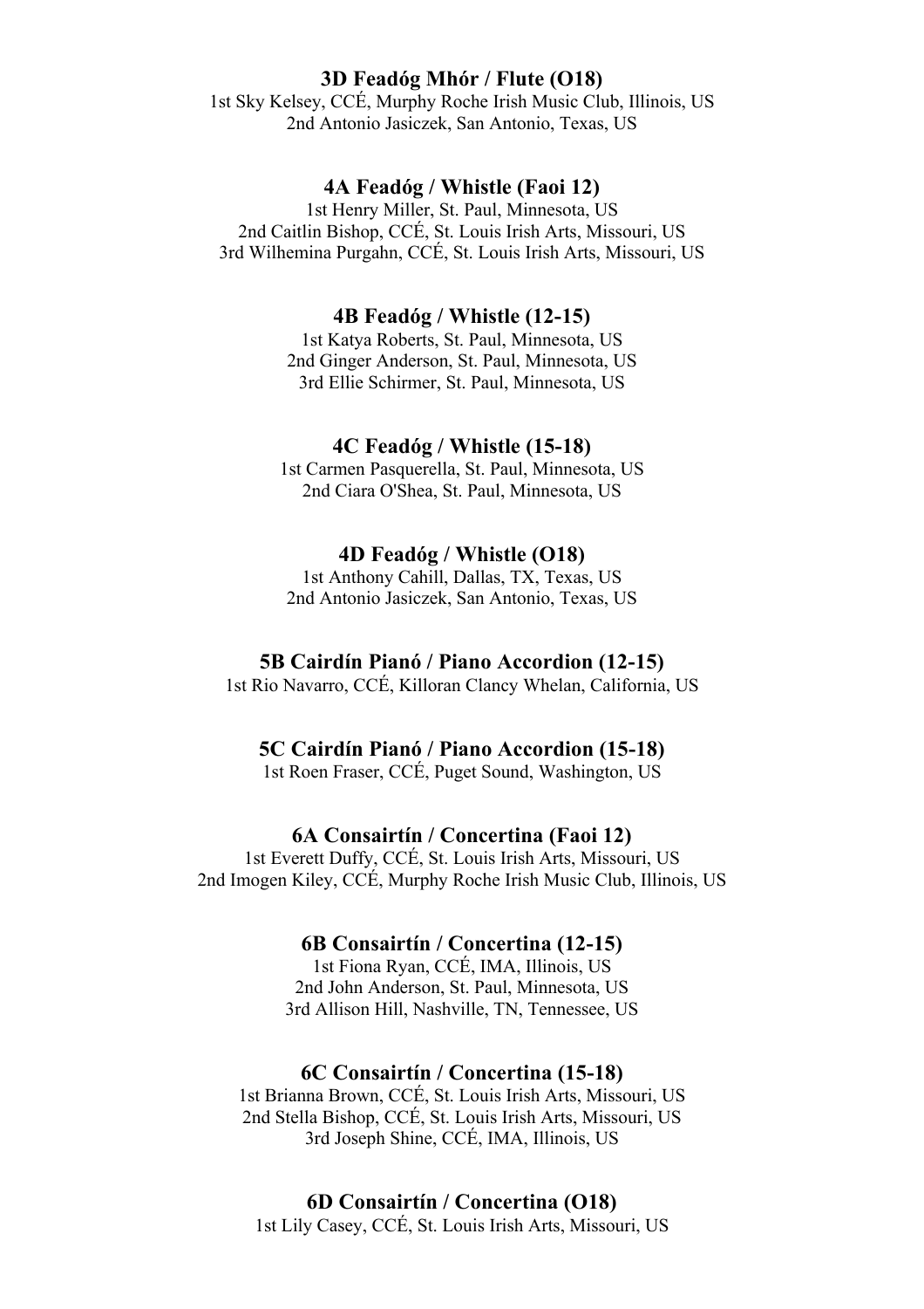### 3D Feadóg Mhór / Flute (O18)

1st Sky Kelsey, CCÉ, Murphy Roche Irish Music Club, Illinois, US
2nd Antonio Jasiczek, San Antonio, Texas, US

### 4A Feadóg / Whistle (Faoi 12)

1st Henry Miller, St. Paul, Minnesota, US
2nd Caitlin Bishop, CCÉ, St. Louis Irish Arts, Missouri, US
3rd Wilhemina Purgahn, CCÉ, St. Louis Irish Arts, Missouri, US

### 4B Feadóg / Whistle (12-15)

1st Katya Roberts, St. Paul, Minnesota, US
2nd Ginger Anderson, St. Paul, Minnesota, US
3rd Ellie Schirmer, St. Paul, Minnesota, US

### 4C Feadóg / Whistle (15-18)

1st Carmen Pasquerella, St. Paul, Minnesota, US
2nd Ciara O'Shea, St. Paul, Minnesota, US

### 4D Feadóg / Whistle (O18)

1st Anthony Cahill, Dallas, TX, Texas, US
2nd Antonio Jasiczek, San Antonio, Texas, US

### 5B Cairdín Pianó / Piano Accordion (12-15)

1st Rio Navarro, CCÉ, Killoran Clancy Whelan, California, US

### 5C Cairdín Pianó / Piano Accordion (15-18)

1st Roen Fraser, CCÉ, Puget Sound, Washington, US

### 6A Consairtín / Concertina (Faoi 12)

1st Everett Duffy, CCÉ, St. Louis Irish Arts, Missouri, US
2nd Imogen Kiley, CCÉ, Murphy Roche Irish Music Club, Illinois, US

### 6B Consairtín / Concertina (12-15)

1st Fiona Ryan, CCÉ, IMA, Illinois, US
2nd John Anderson, St. Paul, Minnesota, US
3rd Allison Hill, Nashville, TN, Tennessee, US

### 6C Consairtín / Concertina (15-18)

1st Brianna Brown, CCÉ, St. Louis Irish Arts, Missouri, US
2nd Stella Bishop, CCÉ, St. Louis Irish Arts, Missouri, US
3rd Joseph Shine, CCÉ, IMA, Illinois, US

### 6D Consairtín / Concertina (O18)

1st Lily Casey, CCÉ, St. Louis Irish Arts, Missouri, US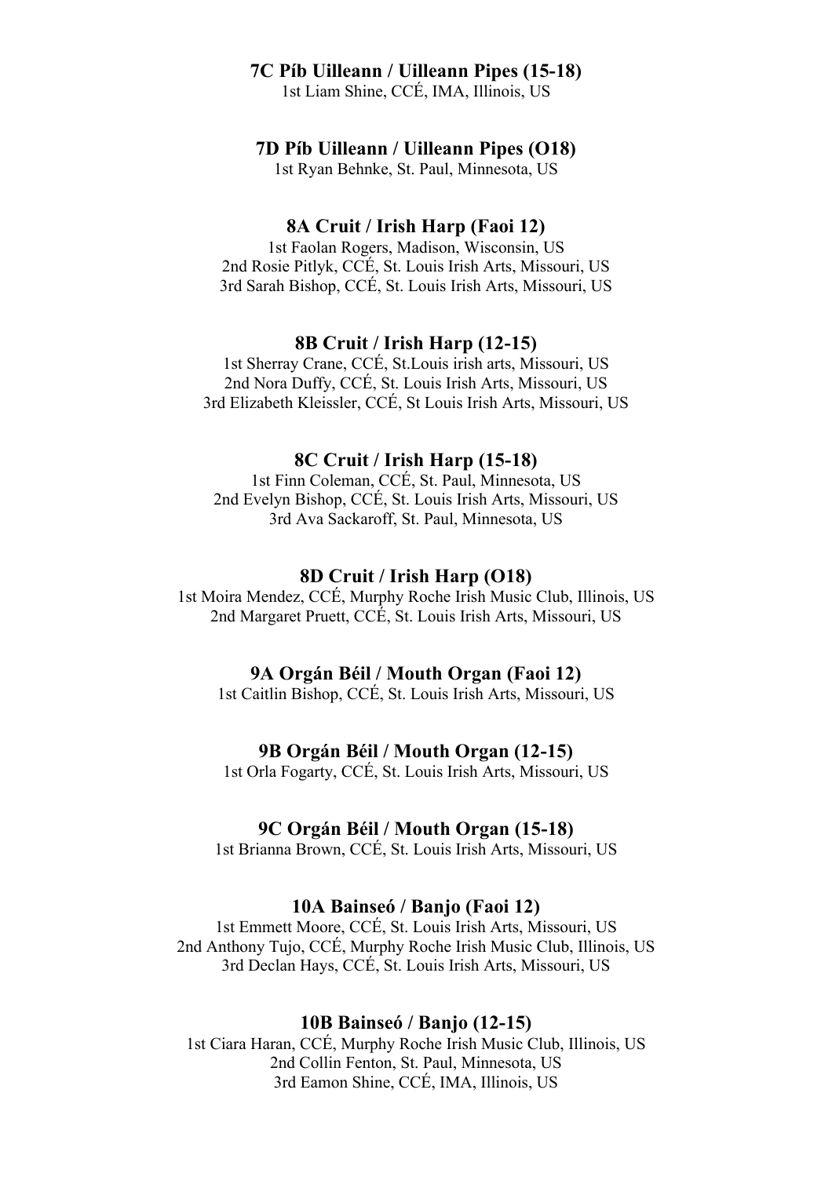### 7C Píb Uilleann / Uilleann Pipes (15-18)

1st Liam Shine, CCÉ, IMA, Illinois, US

### 7D Píb Uilleann / Uilleann Pipes (O18)

1st Ryan Behnke, St. Paul, Minnesota, US

### 8A Cruit / Irish Harp (Faoi 12)

1st Faolan Rogers, Madison, Wisconsin, US
2nd Rosie Pitlyk, CCÉ, St. Louis Irish Arts, Missouri, US
3rd Sarah Bishop, CCÉ, St. Louis Irish Arts, Missouri, US

### 8B Cruit / Irish Harp (12-15)

1st Sherray Crane, CCÉ, St.Louis irish arts, Missouri, US
2nd Nora Duffy, CCÉ, St. Louis Irish Arts, Missouri, US
3rd Elizabeth Kleissler, CCÉ, St Louis Irish Arts, Missouri, US

### 8C Cruit / Irish Harp (15-18)

1st Finn Coleman, CCÉ, St. Paul, Minnesota, US
2nd Evelyn Bishop, CCÉ, St. Louis Irish Arts, Missouri, US
3rd Ava Sackaroff, St. Paul, Minnesota, US

### 8D Cruit / Irish Harp (O18)

1st Moira Mendez, CCÉ, Murphy Roche Irish Music Club, Illinois, US
2nd Margaret Pruett, CCÉ, St. Louis Irish Arts, Missouri, US

### 9A Orgán Béil / Mouth Organ (Faoi 12)

1st Caitlin Bishop, CCÉ, St. Louis Irish Arts, Missouri, US

### 9B Orgán Béil / Mouth Organ (12-15)

1st Orla Fogarty, CCÉ, St. Louis Irish Arts, Missouri, US

### 9C Orgán Béil / Mouth Organ (15-18)

1st Brianna Brown, CCÉ, St. Louis Irish Arts, Missouri, US

### 10A Bainseó / Banjo (Faoi 12)

1st Emmett Moore, CCÉ, St. Louis Irish Arts, Missouri, US
2nd Anthony Tujo, CCÉ, Murphy Roche Irish Music Club, Illinois, US
3rd Declan Hays, CCÉ, St. Louis Irish Arts, Missouri, US

### 10B Bainseó / Banjo (12-15)

1st Ciara Haran, CCÉ, Murphy Roche Irish Music Club, Illinois, US
2nd Collin Fenton, St. Paul, Minnesota, US
3rd Eamon Shine, CCÉ, IMA, Illinois, US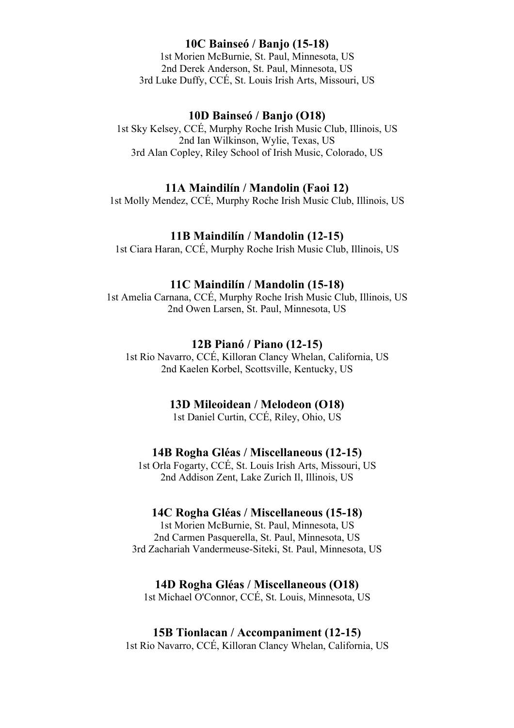### 10C Bainseó / Banjo (15-18)

1st Morien McBurnie, St. Paul, Minnesota, US
2nd Derek Anderson, St. Paul, Minnesota, US
3rd Luke Duffy, CCÉ, St. Louis Irish Arts, Missouri, US

### 10D Bainseó / Banjo (O18)

1st Sky Kelsey, CCÉ, Murphy Roche Irish Music Club, Illinois, US
2nd Ian Wilkinson, Wylie, Texas, US
3rd Alan Copley, Riley School of Irish Music, Colorado, US

### 11A Maindilín / Mandolin (Faoi 12)

1st Molly Mendez, CCÉ, Murphy Roche Irish Music Club, Illinois, US

### 11B Maindilín / Mandolin (12-15)

1st Ciara Haran, CCÉ, Murphy Roche Irish Music Club, Illinois, US

### 11C Maindilín / Mandolin (15-18)

1st Amelia Carnana, CCÉ, Murphy Roche Irish Music Club, Illinois, US
2nd Owen Larsen, St. Paul, Minnesota, US

### 12B Pianó / Piano (12-15)

1st Rio Navarro, CCÉ, Killoran Clancy Whelan, California, US
2nd Kaelen Korbel, Scottsville, Kentucky, US

### 13D Mileoidean / Melodeon (O18)

1st Daniel Curtin, CCÉ, Riley, Ohio, US

### 14B Rogha Gléas / Miscellaneous (12-15)

1st Orla Fogarty, CCÉ, St. Louis Irish Arts, Missouri, US
2nd Addison Zent, Lake Zurich Il, Illinois, US

### 14C Rogha Gléas / Miscellaneous (15-18)

1st Morien McBurnie, St. Paul, Minnesota, US
2nd Carmen Pasquerella, St. Paul, Minnesota, US
3rd Zachariah Vandermeuse-Siteki, St. Paul, Minnesota, US

### 14D Rogha Gléas / Miscellaneous (O18)

1st Michael O'Connor, CCÉ, St. Louis, Minnesota, US

### 15B Tionlacan / Accompaniment (12-15)

1st Rio Navarro, CCÉ, Killoran Clancy Whelan, California, US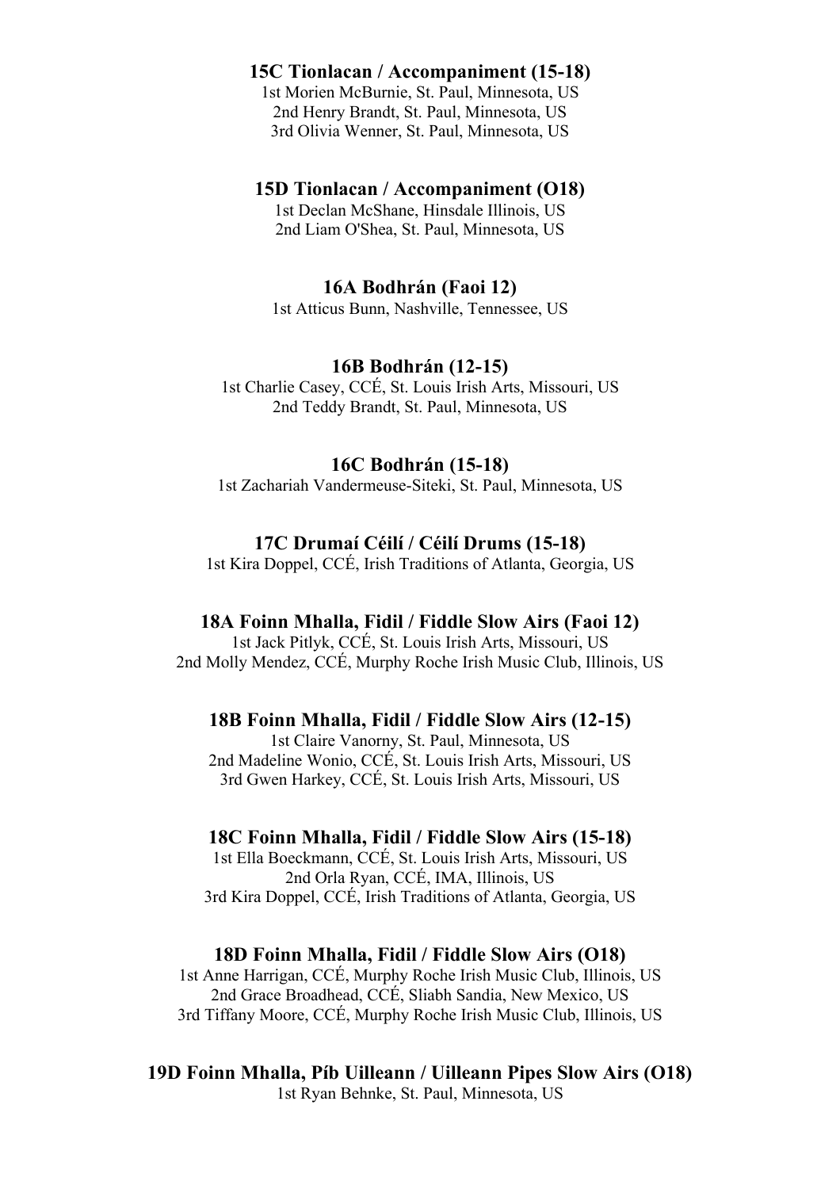### 15C Tionlacan / Accompaniment (15-18)

1st Morien McBurnie, St. Paul, Minnesota, US
2nd Henry Brandt, St. Paul, Minnesota, US
3rd Olivia Wenner, St. Paul, Minnesota, US

### 15D Tionlacan / Accompaniment (O18)

1st Declan McShane, Hinsdale Illinois, US
2nd Liam O'Shea, St. Paul, Minnesota, US

### 16A Bodhrán (Faoi 12)

1st Atticus Bunn, Nashville, Tennessee, US

### 16B Bodhrán (12-15)

1st Charlie Casey, CCÉ, St. Louis Irish Arts, Missouri, US
2nd Teddy Brandt, St. Paul, Minnesota, US

### 16C Bodhrán (15-18)

1st Zachariah Vandermeuse-Siteki, St. Paul, Minnesota, US

### 17C Drumaí Céilí / Céilí Drums (15-18)

1st Kira Doppel, CCÉ, Irish Traditions of Atlanta, Georgia, US

### 18A Foinn Mhalla, Fidil / Fiddle Slow Airs (Faoi 12)

1st Jack Pitlyk, CCÉ, St. Louis Irish Arts, Missouri, US
2nd Molly Mendez, CCÉ, Murphy Roche Irish Music Club, Illinois, US

### 18B Foinn Mhalla, Fidil / Fiddle Slow Airs (12-15)

1st Claire Vanorny, St. Paul, Minnesota, US
2nd Madeline Wonio, CCÉ, St. Louis Irish Arts, Missouri, US
3rd Gwen Harkey, CCÉ, St. Louis Irish Arts, Missouri, US

### 18C Foinn Mhalla, Fidil / Fiddle Slow Airs (15-18)

1st Ella Boeckmann, CCÉ, St. Louis Irish Arts, Missouri, US
2nd Orla Ryan, CCÉ, IMA, Illinois, US
3rd Kira Doppel, CCÉ, Irish Traditions of Atlanta, Georgia, US

### 18D Foinn Mhalla, Fidil / Fiddle Slow Airs (O18)

1st Anne Harrigan, CCÉ, Murphy Roche Irish Music Club, Illinois, US
2nd Grace Broadhead, CCÉ, Sliabh Sandia, New Mexico, US
3rd Tiffany Moore, CCÉ, Murphy Roche Irish Music Club, Illinois, US

### 19D Foinn Mhalla, Píb Uilleann / Uilleann Pipes Slow Airs (O18)

1st Ryan Behnke, St. Paul, Minnesota, US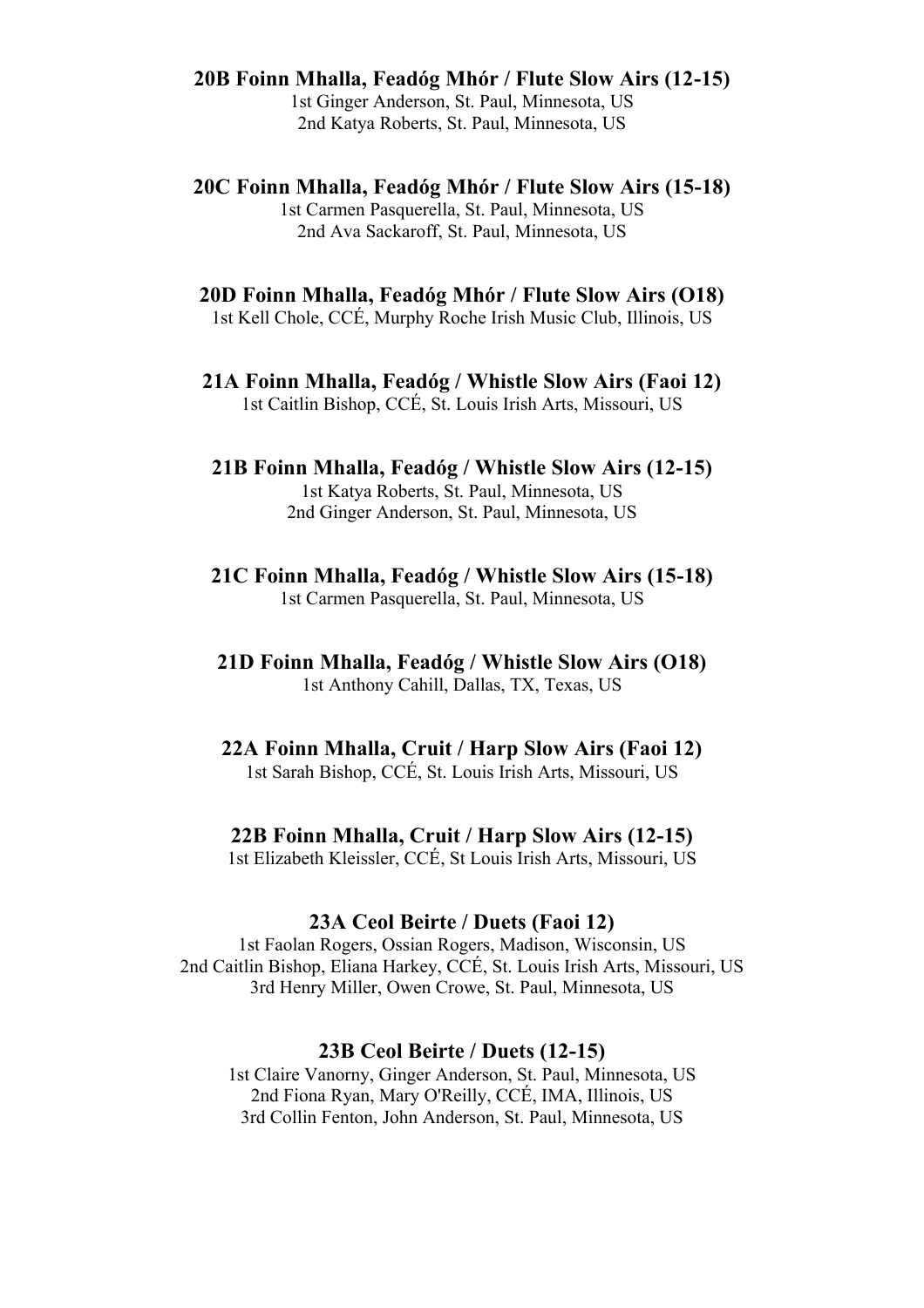### 20B Foinn Mhalla, Feadóg Mhór / Flute Slow Airs (12-15)

1st Ginger Anderson, St. Paul, Minnesota, US
2nd Katya Roberts, St. Paul, Minnesota, US

### 20C Foinn Mhalla, Feadóg Mhór / Flute Slow Airs (15-18)

1st Carmen Pasquerella, St. Paul, Minnesota, US
2nd Ava Sackaroff, St. Paul, Minnesota, US

### 20D Foinn Mhalla, Feadóg Mhór / Flute Slow Airs (O18)

1st Kell Chole, CCÉ, Murphy Roche Irish Music Club, Illinois, US

### 21A Foinn Mhalla, Feadóg / Whistle Slow Airs (Faoi 12)

1st Caitlin Bishop, CCÉ, St. Louis Irish Arts, Missouri, US

### 21B Foinn Mhalla, Feadóg / Whistle Slow Airs (12-15)

1st Katya Roberts, St. Paul, Minnesota, US
2nd Ginger Anderson, St. Paul, Minnesota, US

### 21C Foinn Mhalla, Feadóg / Whistle Slow Airs (15-18)

1st Carmen Pasquerella, St. Paul, Minnesota, US

### 21D Foinn Mhalla, Feadóg / Whistle Slow Airs (O18)

1st Anthony Cahill, Dallas, TX, Texas, US

### 22A Foinn Mhalla, Cruit / Harp Slow Airs (Faoi 12)

1st Sarah Bishop, CCÉ, St. Louis Irish Arts, Missouri, US

### 22B Foinn Mhalla, Cruit / Harp Slow Airs (12-15)

1st Elizabeth Kleissler, CCÉ, St Louis Irish Arts, Missouri, US

### 23A Ceol Beirte / Duets (Faoi 12)

1st Faolan Rogers, Ossian Rogers, Madison, Wisconsin, US
2nd Caitlin Bishop, Eliana Harkey, CCÉ, St. Louis Irish Arts, Missouri, US
3rd Henry Miller, Owen Crowe, St. Paul, Minnesota, US

### 23B Ceol Beirte / Duets (12-15)

1st Claire Vanorny, Ginger Anderson, St. Paul, Minnesota, US
2nd Fiona Ryan, Mary O'Reilly, CCÉ, IMA, Illinois, US
3rd Collin Fenton, John Anderson, St. Paul, Minnesota, US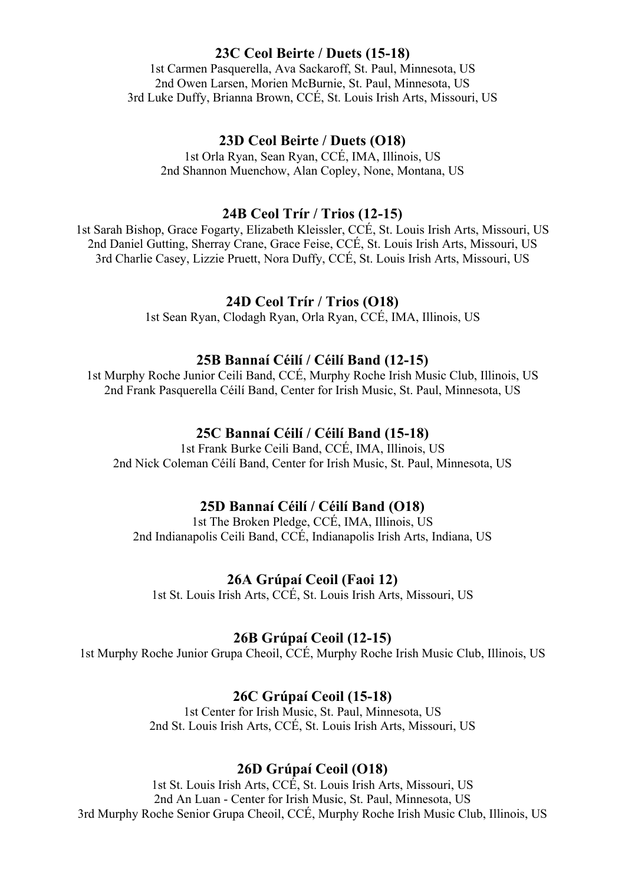### 23C Ceol Beirte / Duets (15-18)

1st Carmen Pasquerella, Ava Sackaroff, St. Paul, Minnesota, US
2nd Owen Larsen, Morien McBurnie, St. Paul, Minnesota, US
3rd Luke Duffy, Brianna Brown, CCÉ, St. Louis Irish Arts, Missouri, US

### 23D Ceol Beirte / Duets (O18)

1st Orla Ryan, Sean Ryan, CCÉ, IMA, Illinois, US
2nd Shannon Muenchow, Alan Copley, None, Montana, US

### 24B Ceol Trír / Trios (12-15)

1st Sarah Bishop, Grace Fogarty, Elizabeth Kleissler, CCÉ, St. Louis Irish Arts, Missouri, US
2nd Daniel Gutting, Sherray Crane, Grace Feise, CCÉ, St. Louis Irish Arts, Missouri, US
3rd Charlie Casey, Lizzie Pruett, Nora Duffy, CCÉ, St. Louis Irish Arts, Missouri, US

### 24D Ceol Trír / Trios (O18)

1st Sean Ryan, Clodagh Ryan, Orla Ryan, CCÉ, IMA, Illinois, US

### 25B Bannaí Céilí / Céilí Band (12-15)

1st Murphy Roche Junior Ceili Band, CCÉ, Murphy Roche Irish Music Club, Illinois, US
2nd Frank Pasquerella Céilí Band, Center for Irish Music, St. Paul, Minnesota, US

### 25C Bannaí Céilí / Céilí Band (15-18)

1st Frank Burke Ceili Band, CCÉ, IMA, Illinois, US
2nd Nick Coleman Céilí Band, Center for Irish Music, St. Paul, Minnesota, US

### 25D Bannaí Céilí / Céilí Band (O18)

1st The Broken Pledge, CCÉ, IMA, Illinois, US
2nd Indianapolis Ceili Band, CCÉ, Indianapolis Irish Arts, Indiana, US

### 26A Grúpaí Ceoil (Faoi 12)

1st St. Louis Irish Arts, CCÉ, St. Louis Irish Arts, Missouri, US

### 26B Grúpaí Ceoil (12-15)

1st Murphy Roche Junior Grupa Cheoil, CCÉ, Murphy Roche Irish Music Club, Illinois, US

### 26C Grúpaí Ceoil (15-18)

1st Center for Irish Music, St. Paul, Minnesota, US
2nd St. Louis Irish Arts, CCÉ, St. Louis Irish Arts, Missouri, US

### 26D Grúpaí Ceoil (O18)

1st St. Louis Irish Arts, CCÉ, St. Louis Irish Arts, Missouri, US
2nd An Luan - Center for Irish Music, St. Paul, Minnesota, US
3rd Murphy Roche Senior Grupa Cheoil, CCÉ, Murphy Roche Irish Music Club, Illinois, US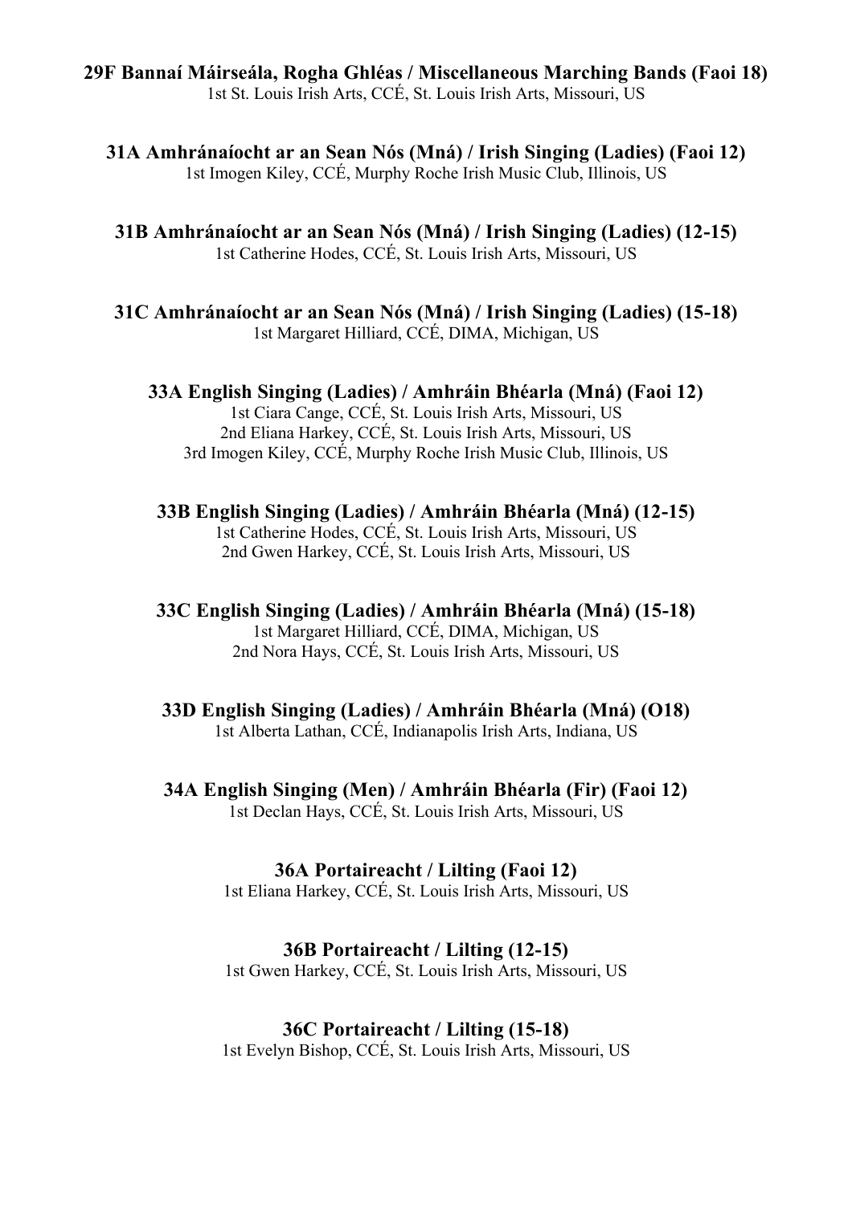**29F Bannaí Máirseála, Rogha Ghléas / Miscellaneous Marching Bands (Faoi 18)**
1st St. Louis Irish Arts, CCÉ, St. Louis Irish Arts, Missouri, US

**31A Amhránaíocht ar an Sean Nós (Mná) / Irish Singing (Ladies) (Faoi 12)**
1st Imogen Kiley, CCÉ, Murphy Roche Irish Music Club, Illinois, US

**31B Amhránaíocht ar an Sean Nós (Mná) / Irish Singing (Ladies) (12-15)**
1st Catherine Hodes, CCÉ, St. Louis Irish Arts, Missouri, US

**31C Amhránaíocht ar an Sean Nós (Mná) / Irish Singing (Ladies) (15-18)**
1st Margaret Hilliard, CCÉ, DIMA, Michigan, US

**33A English Singing (Ladies) / Amhráin Bhéarla (Mná) (Faoi 12)**
1st Ciara Cange, CCÉ, St. Louis Irish Arts, Missouri, US
2nd Eliana Harkey, CCÉ, St. Louis Irish Arts, Missouri, US
3rd Imogen Kiley, CCÉ, Murphy Roche Irish Music Club, Illinois, US

**33B English Singing (Ladies) / Amhráin Bhéarla (Mná) (12-15)**
1st Catherine Hodes, CCÉ, St. Louis Irish Arts, Missouri, US
2nd Gwen Harkey, CCÉ, St. Louis Irish Arts, Missouri, US

**33C English Singing (Ladies) / Amhráin Bhéarla (Mná) (15-18)**
1st Margaret Hilliard, CCÉ, DIMA, Michigan, US
2nd Nora Hays, CCÉ, St. Louis Irish Arts, Missouri, US

**33D English Singing (Ladies) / Amhráin Bhéarla (Mná) (O18)**
1st Alberta Lathan, CCÉ, Indianapolis Irish Arts, Indiana, US

**34A English Singing (Men) / Amhráin Bhéarla (Fir) (Faoi 12)**
1st Declan Hays, CCÉ, St. Louis Irish Arts, Missouri, US

**36A Portaireacht / Lilting (Faoi 12)**
1st Eliana Harkey, CCÉ, St. Louis Irish Arts, Missouri, US

**36B Portaireacht / Lilting (12-15)**
1st Gwen Harkey, CCÉ, St. Louis Irish Arts, Missouri, US

**36C Portaireacht / Lilting (15-18)**
1st Evelyn Bishop, CCÉ, St. Louis Irish Arts, Missouri, US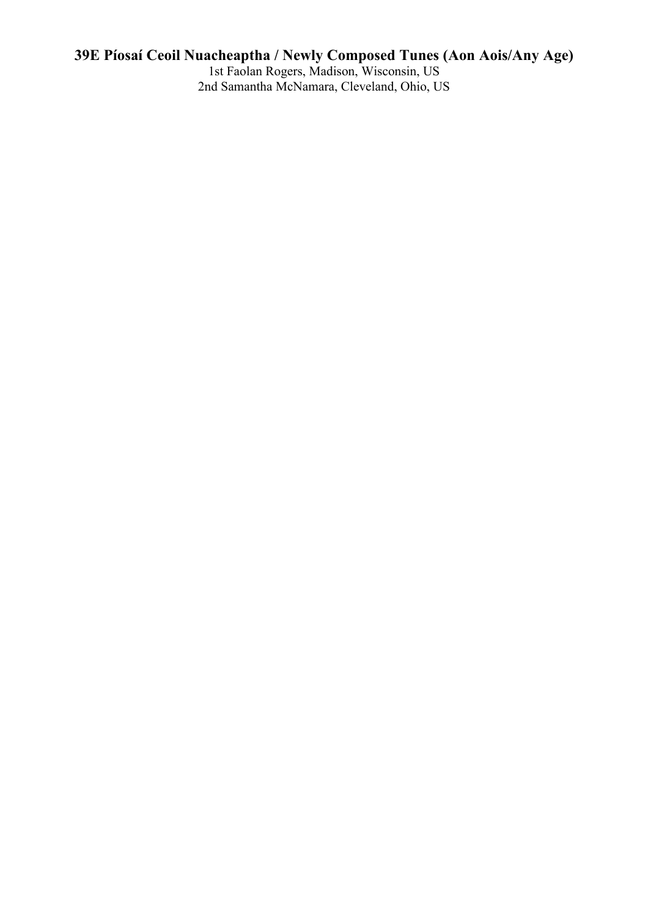### 39E Píosaí Ceoil Nuacheaptha / Newly Composed Tunes (Aon Aois/Any Age)

1st Faolan Rogers, Madison, Wisconsin, US
2nd Samantha McNamara, Cleveland, Ohio, US